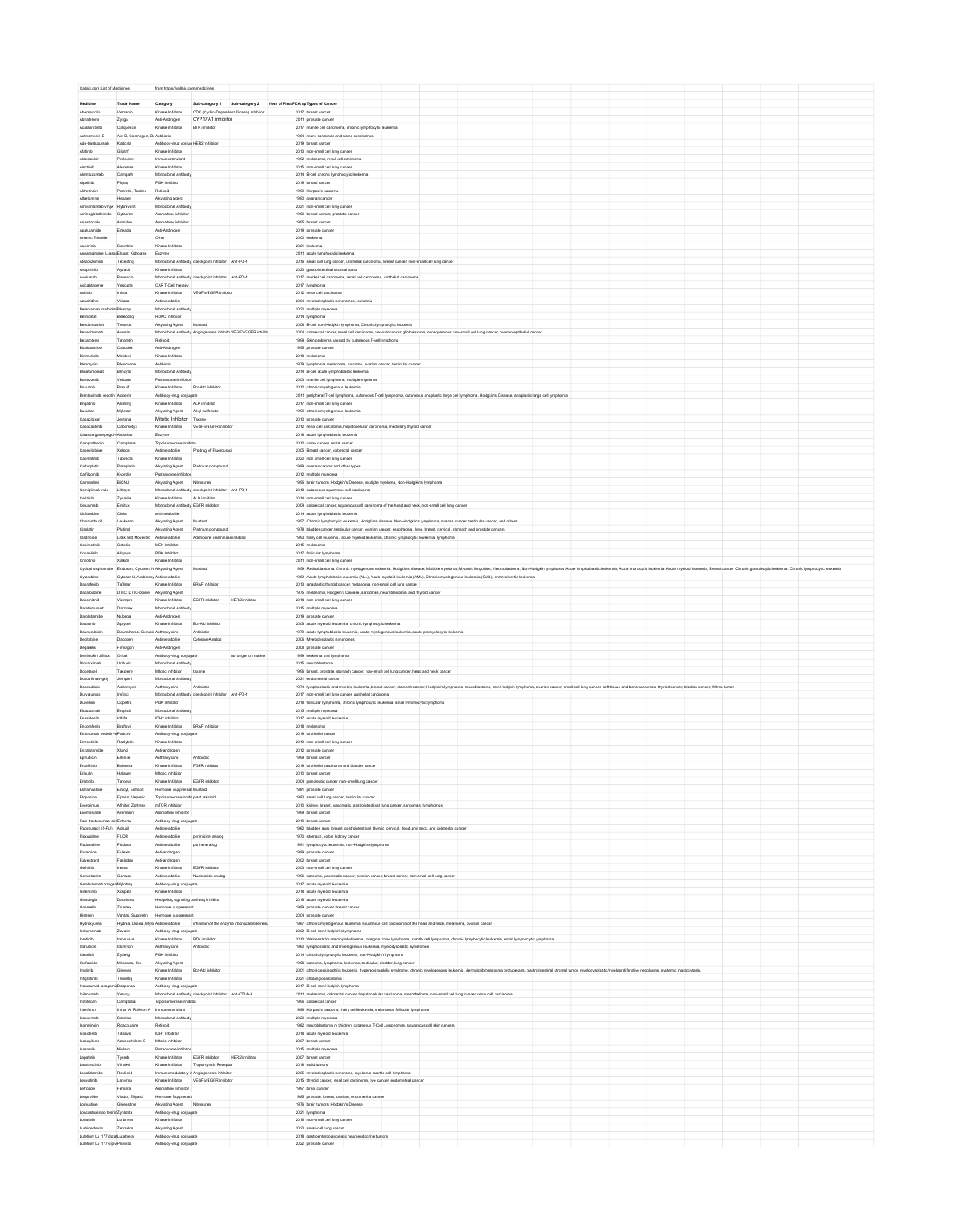Calliex.com List of Medicines from https://calliex.com/medicines

| Medicine | Trade Name | Category | Sub-category 1 | Sub-category 2 | Year of First FDA ap | Types of Cancer |
|---|---|---|---|---|---|---|
| Abemaciclib | Verzenio | Kinase Inhibitor | CDK (Cyclin-Dependent Kinase) Inhibitor | | 2017 | breast cancer |
| Abiraterone | Zytiga | Anti-Androgen | CYP17A1 inhibitor | | 2011 | prostate cancer |
| Acalabrutinib | Calquence | Kinase Inhibitor | BTK inhibitor | | 2017 | mantle cell carcinoma, chronic lymphocytic leukemia |
| Actinomycin-D | Act-D, Cosmegen, Di | Antibiotic | | | 1964 | many sarcomas and some carcinomas |
| Ado-trastuzumab | Kadcyla | Antibody-drug conjug | HER2 inhibitor | | 2019 | breast cancer |
| Afatinib | Gilotrif | Kinase Inhibitor | | | 2013 | non-small cell lung cancer |
| Aldesleukin | Proleukin | Immunostimulant | | | 1992 | melanoma, renal cell carcinoma |
| Alectinib | Alecensa | Kinase Inhibitor | | | 2015 | non-small cell lung cancer |
| Alemtuzumab | Campath | Monoclonal Antibody | | | 2014 | B-cell chronic lymphocytic leukemia |
| Alpelisib | Piqray | PI3K Inhibitor | | | 2019 | breast cancer |
| Alitretinoin | Panretin, Toctino | Retinoid | | | 1999 | Karposi's sarcoma |
| Altretamine | Hexalen | Alkylating agent | | | 1990 | ovarian cancer |
| Amivantamab-vmjw | Rybrevant | Monoclonal Antibody | | | 2021 | non-small cell lung cancer |
| Aminoglutethimide | Cytadren | Aromatase inhibitor | | | 1980 | breast cancer, prostate cancer |
| Anastrozole | Arimidex | Aromatase inhibitor | | | 1995 | breast cancer |
| Apalutamide | Erleada | Anti-Androgen | | | 2019 | prostate cancer |
| Arsenic Trioxide | | Other | | | 2000 | leukemia |
| Asciminib | Scemblix | Kinase Inhibitor | | | 2021 | leukemia |
| Asparaginase, L-asp | Elspar, Kidrolase | Enzyme | | | 2011 | acute lymphocytic leukemia |
| Atezolizumab | Tecentriq | Monoclonal Antibody | checkpoint inhibitor | Anti-PD-1 | 2016 | small cell lung cancer, urothelial carcinoma, breast cancer, non-small cell lung cancer |
| Avapritinib | Ayvakit | Kinase Inhibitor | | | 2020 | gastrointestinal stromal tumor |
| Avelumab | Bavencio | Monoclonal Antibody | checkpoint inhibitor | Anti-PD-1 | 2017 | merkel cell carcinoma, renal cell carcinoma, urothelial carcinoma |
| Axicabtagene | Yescarta | CAR T-Cell therapy | | | 2017 | lymphoma |
| Axitinib | Inlyta | Kinase Inhibitor | VEGF/VEGFR inhibitor | | 2012 | renal cell carcinoma |
| Azacitidine | Vidaza | Antimetabolite | | | 2004 | myelodysplastic syndromes, leukemia |
| Belantamab mafodotin | Blenrep | Monoclonal Antibody | | | 2020 | multiple myeloma |
| Belinostat | Beleodaq | HDAC Inhibitor | | | 2014 | lymphoma |
| Bendamustine | Treanda | Alkylating Agent | Mustard | | 2008 | B-cell non-Hodgkin lymphoma, Chronic lymphocytic leukemia |
| Bevacizumab | Avastin | Monoclonal Antibody | Angiogenesis inhibito | VEGF/VEGFR inhibit | 2004 | colorectal cancer, renal cell carcinoma, cervical cancer, glioblastoma, nonsquamous non-small cell lung cancer, ovarian epithelial cancer |
| Bexarotene | Targretin | Retinoid | | | 1999 | Skin problems caused by cutaneous T-cell lymphoma |
| Bicalutamide | Casodex | Anti-Androgen | | | 1995 | prostate cancer |
| Binimetinib | Mektovi | Kinase Inhibitor | | | 2018 | melanoma |
| Bleomycin | Blenoxane | Antibiotic | | | 1978 | lymphoma, melanoma, sarcoma, ovarian cancer, testicular cancer |
| Blinatumomab | Blincyto | Monoclonal Antibody | | | 2014 | B-cell acute lymphoblastic leukemia |
| Bortezomib | Velcade | Proteasome inhibitor | | | 2003 | mantle cell lymphoma, multiple myeloma |
| Bosutinib | Bosulif | Kinase Inhibitor | Bcr-Abl inhibitor | | 2012 | chronic myelogenous leukemia |
| Brentuximab vedotin | Adcetris | Antibody-drug conjugate | | | 2011 | peripheral T-cell lymphoma, cutaneous T-cell lymphoma, cutaneous anaplastic large cell lymphoma, Hodgkin's Disease, anaplastic large cell lymphoma |
| Brigatinib | Alunbrig | Kinase Inhibitor | ALK inhibitor | | 2017 | non-small cell lung cancer |
| Busulfan | Myleran | Alkylating Agent | Alkyl sulfonate | | 1999 | chronic myelogenous leukemia |
| Cabazitaxel | Jevtana | Mitotic Inhibitor | Taxane | | 2010 | prostate cancer |
| Cabozantinib | Cabometyx | Kinase Inhibitor | VEGF/VEGFR inhibitor | | 2012 | renal cell carcinoma, hepatocellular carcinoma, medullary thyroid cancer |
| Calaspargase pegol-m | Asparlas | Enzyme | | | 2018 | acute lymphoblastic leukemia |
| Camptothecin | Camptosar | Topoisomerase inhibitor | | | 2012 | colon cancer, rectal cancer |
| Capecitabine | Xeloda | Antimetabolite | Prodrug of Fluorouracil | | 2005 | breast cancer, colorectal cancer |
| Capmatinib | Tabrecta | Kinase Inhibitor | | | 2020 | non-small-cell lung cancer |
| Carboplatin | Paraplatin | Alkylating Agent | Platinum compound | | 1989 | ovarian cancer and other types |
| Carfilzomib | Kyprolis | Proteasome inhibitor | | | 2012 | multiple myeloma |
| Carmustine | BiCNU | Alkylating Agent | Nitrosurea | | 1996 | brain tumors, Hodgkin's Disease, multiple myeloma, Non-Hodgkin's lymphoma |
| Cemiplimab-rwlc | Libtayo | Monoclonal Antibody | checkpoint inhibitor | Anti-PD-1 | 2018 | cutaneous squamous cell carcinoma |
| Ceritinib | Zykadia | Kinase Inhibitor | ALK inhibitor | | 2014 | non-small cell lung cancer |
| Cetuximab | Erbitux | Monoclonal Antibody | EGFR inhibitor | | 2009 | colorectal cancer, squamous cell carcinoma of the head and neck, non-small cell lung cancer |
| Clofarabine | Clolar | antimetabolite | | | 2014 | acute lymphoblastic leukemia |
| Chlorambucil | Leukeran | Alkylating Agent | Mustard | | 1957 | Chronic lymphocytic leukemia, Hodgkin's disease, Non-Hodgkin's lymphoma, ovarian cancer, testicular cancer, and others |
| Cisplatin | Platinol | Alkylating Agent | Platinum compound | | 1978 | bladder cancer, testicular cancer, ovarian cancer, esophageal, lung, breast, cervical, stomach and prostate cancers |
| Cladribine | Litak and Movectro | Antimetabolite | Adenosine deaminase inhibitor | | 1993 | hairy cell leukemia, acute myeloid leukemia, chronic lymphocytic leukemia, lymphoma |
| Cobimetinib | Cotellic | MEK inhibitor | | | 2015 | melanoma |
| Copanlisib | Aliqopa | PI3K Inhibitor | | | 2017 | follicular lymphoma |
| Crizotinib | Xalkori | Kinase Inhibitor | | | 2011 | non-small cell lung cancer |
| Cyclophosphamide | Endoxan, Cytoxan, N | Alkylating Agent | Mustard | | 1959 | Retinoblastoma, Chronic myelogenous leukemia, Hodgkin's disease, Multiple myeloma, Mycoses fungoides, Neuroblastoma, Non-Hodgkin lymphoma, Acute lymphoblastic leukemia, Acute monocytic leukemia, Acute myeloid leukemia, Breast cancer, Chronic granulocytic leukemia, Chronic lymphocytic leukemia |
| Cytarabine | Cytosar-U, Arabinosy | Antimetabolite | | | 1969 | Acute lymphoblastic leukemia (ALL), Acute myeloid leukemia (AML), Chronic myelogenous leukemia (CML), promyelocytic leukemia |
| Dabrafenib | Tafinlar | Kinase Inhibitor | BRAF inhibitor | | 2013 | anaplastic thyroid cancer, melanoma, non-small cell lung cancer |
| Dacarbazine | DTIC, DTIC-Dome | Alkylating Agent | | | 1975 | melanoma, Hodgkin's Disease, sarcomas, neuroblastoma, and thyroid cancer |
| Dacomitinib | Vizimpro | Kinase Inhibitor | EGFR inhibitor | HER2 inhibitor | 2018 | non-small cell lung cancer |
| Daratumumab | Darzalex | Monoclonal Antibody | | | 2015 | multiple myeloma |
| Darolutamide | Nubeqa | Anti-Androgen | | | 2019 | prostate cancer |
| Dasatinib | Sprycel | Kinase Inhibitor | Bcr-Abl inhibitor | | 2006 | acute myeloid leukemia, chronic lymphocytic leukemia |
| Daunorubicin | DaunoXome, Cerubid | Anthracycline | Antibiotic | | 1979 | acute lymphoblastic leukemia, acute myelogenous leukemia, acute promyelocytic leukemia |
| Decitabine | Dacogen | Antimetabolite | Cytosine Analog | | 2006 | Myelodysplastic syndromes |
| Degarelix | Firmagon | Anti-Androgen | | | 2008 | prostate cancer |
| Denileukin diftitox | Ontak | Antibody-drug conjugate | | no longer on market | 1999 | leukemia and lymphoma |
| Dinutuximab | Unituxin | Monoclonal Antibody | | | 2015 | neuroblastoma |
| Docetaxel | Taxotere | Mitotic Inhibitor | taxane | | 1996 | breast, prostate, stomach cancer; non-small cell lung cancer; head and neck cancer |
| Dostarlimab-gxly | Jemperli | Monoclonal Antibody | | | 2021 | endometrial cancer |
| Doxorubicin | Adriamycin | Anthracycline | Antibiotic | | 1974 | lymphoblastic and myeloid leukemia, breast cancer, stomach cancer, Hodgkin's lymphoma, neuroblastoma, non-Hodgkin lymphoma, ovarian cancer, small cell lung cancer, soft tissue and bone sarcomas, thyroid cancer, bladder cancer, Wilms tumor. |
| Durvalumab | Imfinzi | Monoclonal Antibody | checkpoint inhibitor | Anti-PD-1 | 2017 | non-small cell lung cancer, urothelial carcinoma |
| Duvelisib | Copiktra | PI3K Inhibitor | | | 2018 | follicular lymphoma, chronic lymphocytic leukemia, small lymphocytic lymphoma |
| Elotuzumab | Empliciti | Monoclonal Antibody | | | 2015 | multiple myeloma |
| Enasidenib | Idhifa | IDH2 inhibitor | | | 2017 | acute myeloid leukemia |
| Encorafenib | Braftovi | Kinase Inhibitor | BRAF inhibitor | | 2018 | melanoma |
| Enfortumab vedotin-e | Padcev | Antibody-drug conjugate | | | 2019 | urothelial cancer |
| Entrectinib | Rozlytrek | Kinase Inhibitor | | | 2019 | non-small cell lung cancer |
| Enzalutamide | Xtandi | Anti-androgen | | | 2012 | prostate cancer |
| Epirubicin | Ellence | Anthracycline | Antibiotic | | 1999 | breast cancer |
| Erdafitinib | Balversa | Kinase Inhibitor | FGFR inhibitor | | 2019 | urothelial carcinoma and bladder cancer |
| Eribulin | Halaven | Mitotic Inhibitor | | | 2010 | breast cancer |
| Erlotinib | Tarceva | Kinase Inhibitor | EGFR inhibitor | | 2004 | pancreatic cancer, non-small lung cancer |
| Estramustine | Emcyt, Estracit | Hormone Suppressa | Mustard | | 1981 | prostate cancer |
| Etoposide | Eposin, Vepesid | Topoisomerase inhib | plant alkaloid | | 1983 | small cell lung cancer, testicular cancer |
| Everolimus | Afinitor, Zortress | mTOR inhibitor | | | 2010 | kidney, breast, pancreatic, gastrointestinal, lung cancer; sarcomas, lymphomas |
| Exemestane | Aromasin | Aromatase inhibitor | | | 1999 | breast cancer |
| Fam-trastuzumab der | Enhertu | Antibody-drug conjugate | | | 2019 | breast cancer |
| Fluorouracil (5-FU) | Adrucil | Antimetabolite | | | 1962 | bladder, anal, breast, gastrointestinal, thymic, cervical, head and neck, and colorectal cancer |
| Floxuridine | FUDR | Antimetabolite | pyrimidine analog | | 1970 | stomach, colon, kidney cancer |
| Fludarabine | Fludara | Antimetabolite | purine analog | | 1991 | lymphocytic leukemia, non-Hodgkins lymphoma |
| Flutamide | Eulexin | Anti-androgen | | | 1989 | prostate cancer |
| Fulvestrant | Faslodex | Anti-androgen | | | 2002 | breast cancer |
| Gefitinib | Iressa | Kinase Inhibitor | EGFR inhibitor | | 2003 | non-small cell lung cancer |
| Gemcitabine | Gemzar | Antimetabolite | Nucleoside analog | | 1996 | sarcoma, pancreatic cancer, ovarian cancer, breast cancer, non-small cell lung cancer |
| Gemtuzumab ozogam | Mylotarg | Antibody-drug conjugate | | | 2017 | acute myeloid leukemia |
| Gilteritinib | Xospata | Kinase Inhibitor | | | 2018 | acute myeloid leukemia |
| Glasdegib | Daurismo | Hedgehog signaling pathway inhibitor | | | 2018 | acute myeloid leukemia |
| Goserelin | Zoladex | Hormone suppressant | | | 1989 | prostate cancer, breast cancer |
| Histrelin | Vantas, Supprelin | Hormone suppressant | | | 2004 | prostate cancer |
| Hydroxyurea | Hydrea, Droxia, Mylo | Antimetabolite | inhibition of the enzyme ribonucleotide redu | | 1967 | chronic myelogenous leukemia, squamous cell carcinoma of the head and neck, melanoma, ovarian cancer |
| Ibritumomab | Zevalin | Antibody-drug conjugate | | | 2002 | B-cell non-Hodgkin's lymphoma |
| Ibrutinib | Imbruvica | Kinase Inhibitor | BTK inhibitor | | 2013 | Waldenström macroglobulinemia, marginal zone lymphoma, mantle cell lymphoma, chronic lymphocytic leukemia, small lymphocytic lymphoma |
| Idarubicin | Idamycin | Anthracycline | Antibiotic | | 1990 | lymphoblastic and myelogenous leukemia, myelodysplastic syndromes |
| Idelalisib | Zydelig | PI3K Inhibitor | | | 2014 | chronic lymphocytic leukemia, non-Hodgkin's lymphoma |
| Ifosfamide | Mitoxana, Ifex | Alkylating Agent | | | 1988 | sarcoma, lymphoma, leukemia, testicular, bladder, lung cancer |
| Imatinib | Gleevec | Kinase Inhibitor | Bcr-Abl inhibitor | | 2001 | chronic eosinophilic leukemia, hypereosinophilic syndrome, chronic myelogenous leukemia, dermatofibrosarcoma protuberans, gastrointestinal stromal tumor, myelodysplastic/myeloproliferative neoplasms, systemic mastocytosis |
| Infigratinib | Truseltiq | Kinase Inhibitor | | | 2021 | cholangiocarcinoma |
| Inotuzumab ozogamic | Besponsa | Antibody-drug conjugate | | | 2017 | B-cell non-Hodgkin lymphoma |
| Ipilimumab | Yervoy | Monoclonal Antibody | checkpoint inhibitor | Anti-CTLA-4 | 2011 | melanoma, colorectal cancer, hepatocellular carcinoma, mesothelioma, non-small cell lung cancer, renal cell carcinoma |
| Irinotecan | Camptosar | Topoisomerase inhibitor | | | 1996 | colorectal cancer |
| Interferon | Intron A, Roferon A | Immunostimulant | | | 1986 | Karposi's sarcoma, hairy cell leukemia, melanoma, follicular lymphoma |
| Isatuximab | Sarclisa | Monoclonal Antibody | | | 2020 | multiple myeloma |
| Isotretinoin | Roaccutane | Retinoid | | | 1982 | neuroblastomas in children, cutaneous T-Cell Lymphomas, squamous cell skin cancers |
| Ivosidenib | Tibsovo | IDH1 Inhibitor | | | 2018 | acute myeloid leukemia |
| Ixabepilone | Azaepothilone B | Mitotic Inhibitor | | | 2007 | breast cancer |
| Ixazomib | Ninlaro | Proteasome inhibitor | | | 2015 | multiple myeloma |
| Lapatinib | Tykerb | Kinase Inhibitor | EGFR inhibitor | HER2 inhibitor | 2007 | breast cancer |
| Larotrectinib | Vitrakvi | Kinase Inhibitor | Tropomyosin Receptor | | 2018 | solid tumors |
| Lenalidomide | Revlimid | Immunomodulatory I | Angiogenesis inhibitor | | 2005 | myelodysplastic syndrome, myeloma, mantle cell lymphoma |
| Lenvatinib | Lenvima | Kinase Inhibitor | VEGF/VEGFR inhibitor | | 2015 | thyroid cancer, renal cell carcinoma, live cancer, endometrial cancer |
| Letrozole | Femara | Aromatase inhibitor | | | 1997 | breast cancer |
| Leuprolide | Viadur, Eligard | Hormone Suppressant | | | 1985 | prostate, breast, ovarian, endometrial cancer |
| Lomustine | Gleostine | Alkylating Agent | Nitrosurea | | 1976 | brain tumors, Hodgkin's Disease |
| Loncastuximab tesirir | Zynlonta | Antibody-drug conjugate | | | 2021 | lymphoma |
| Lorlatinib | Lorbrena | Kinase Inhibitor | | | 2018 | non-small cell lung cancer |
| Lurbinectedin | Zepzelca | Alkylating Agent | | | 2020 | small-cell lung cancer |
| Lutetium Lu 177 dotat | Lutathera | Antibody-drug conjugate | | | 2018 | gastroenteropancreatic neuroendocrine tumors |
| Lutetium Lu 177 vipiv | Pluvicto | Antibody-drug conjugate | | | 2022 | prostate cancer |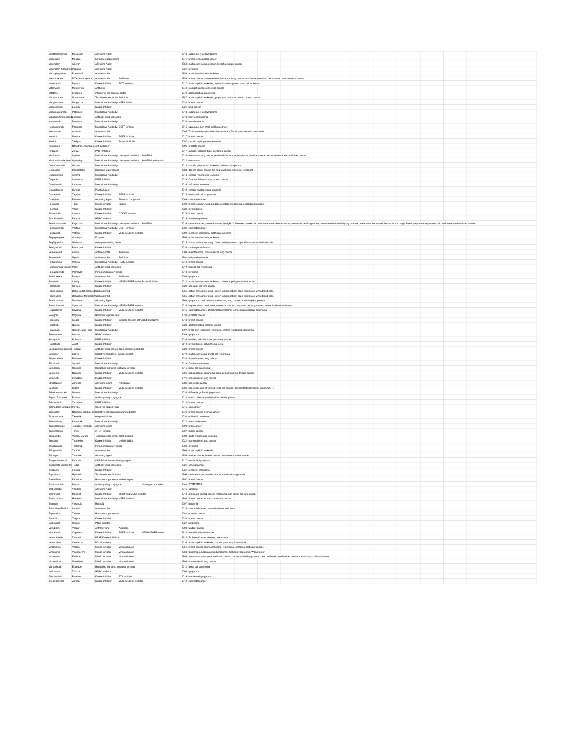| | | | | | | |
|---|---|---|---|---|---|---|
| Mechlorethamine | Mustargen | Alkylating Agent | | | 2013 | cutaneous T-cell lymphoma |
| Megestrol | Megace | hormone suppressant | | | 1971 | breast, endometrial cancer |
| Melphalan | Alkeran | Alkylating Agent | | | 1964 | multiple myeloma; ovarian, breast, prostate cancer |
| Melphalan flufenamide | Pepaxto | Alkylating Agent | | | 2021 | myeloma |
| Mercaptopurine | Purinethol | Antimetabolite | | | 1953 | acute lymphoblastic leukemia |
| Methotrexate | MTX, Amethopterin | Antimetabolite | Antifolate | | 1953 | breast cancer, osteosarcoma, leukemia, lung cancer, lymphoma, head and neck cancer, and stomach cancer |
| Midostaurin | Rydapt | Kinase Inhibitor | FLT3 inhibitor | | 2017 | acute myeloid leukemia, systemic mastocytosis, mast cell leukemia |
| Mitomycin | Mutamycin | Antibiotic | | | 1974 | stomach cancer, pancreas cancer |
| Mitotane | Lysodren | inhibitor of the adrenal cortex | | | 1970 | adrenocortical carcinoma |
| Mitoxantrone | Novantrone | Topoisomerase inhibit Antibiotic | | | 1987 | acute myeloid leukemia, lymphoma, prostate cancer, breast cancer |
| Margetuximab | Margenza | Monoclonal Antibody | HER inhibitor | | 2020 | breast cancer |
| Mobocertinib | Exkivity | Kinase Inhibitor | | | 2021 | lung cancer |
| Mogamulizumab | Poteligeo | Monoclonal Antibody | | | 2018 | cutaneous T-cell lymphoma |
| Moxetumomab pasudotox | Lumoxiti | Antibody-drug conjugate | | | 2018 | hairy cell leukemia |
| Naxitamab | Danyelza | Monoclonal Antibody | | | 2020 | neuroblastoma |
| Necitumumab | Portrazza | Monoclonal Antibody | EGFR inhibitor | | 2015 | squamous non-small cell lung cancer |
| Nelarabine | Arranon | Antimetabolite | | | 2005 | T-cell acute lymphoblastic leukemia and T-cell lymphoblastic lymphoma |
| Neratinib | Nerlynx | Kinase Inhibitor | EGFR inhibitor | | 2017 | breast cancer |
| Nilotinib | Tasigna | Kinase Inhibitor | Bcr-Abl inhibitor | | 2007 | chronic myelogenous leukemia |
| Nilutamide | Nilandron, Anandron | Anti-androgen | | | 1996 | prostate cancer |
| Niraparib | Zejula | PARP inhibitor | | | 2017 | ovarian, fallopian tube, peritoneal cancer |
| Nivolumab | Opdivo | Monoclonal Antibody | checkpoint inhibitor | Anti-PD-1 | 2014 | melanoma, lung cancer, renal cell carcinoma, lymphoma, head and neck cancer, colon cancer, and liver cancer |
| Nivolumab/relatlimab | Opdualag | Monoclonal Antibody | checkpoint inhibitor | Anti-PD-1 and anti-LA | 2022 | melanoma |
| Obinutuzumab | Gazyva | Monoclonal Antibody | | | 2013 | chronic lymphocytic leukemia, follicular lymphoma |
| Octreotide | Sandostatin | Hormone suppressant | | | 1988 | doesn't attack cancer, but helps with side effects of treatment |
| Ofatumumab | Arzerra | Monoclonal Antibody | | | 2014 | chronic lymphocytic leukemia |
| Olaparib | Lynparza | PARP inhibitor | | | 2014 | Ovarian, fallopian tube, breast cancer |
| Olaratumab | Lartruvo | Monoclonal Antibody | | | 2016 | soft tissue sarcoma |
| Omacetaxine | Synribo | Plant Alkaloid | | | 2012 | chronic myelogenous leukemia |
| Osimertinib | Tagrisso | Kinase Inhibitor | EGFR inhibitor | | 2015 | Non-small cell lung cancer |
| Oxaliplatin | Eloxatin | Alkylating Agent | Platinum compound | | 2004 | colorectal cancer |
| Paclitaxel | Taxol | Mitotic Inhibitor | taxane | | 1992 | breast, ovarian, lung, bladder, prostate, melanoma, esophageal cancers |
| Pacritinib | Vonjo | Kinase Inhibitor | | | 2022 | myelofibrosis |
| Palbociclib | Ibrance | Kinase Inhibitor | CDK4/6 inhibitor | | 2015 | breast cancer |
| Panobinostat | Farydak | HDAC inhibitor | | | 2015 | multiple myeloma |
| Pembrolizumab | Keytruda | Monoclonal Antibody | checkpoint inhibitor | Anti-PD-1 | 2014 | cervical cancer, stomach cancer, Hodgkin's Disease, merkel cell carcinoma, renal cell carcinoma, non-small cell lung cancer, microsatellite instability-high cancer, melanoma, hepatocellular carcinoma, large B-cell lymphoma, squamous cell carcinoma, urothelial carcinoma |
| Panitumumab | Vectibix | Monoclonal Antibody | EGFR inhibitor | | 2006 | colorectal cancer |
| Pazopanib | Votrient | Kinase Inhibitor | VEGF/VEGFR inhibitor | | 2009 | renal cell carcinoma, soft tissue sarcoma |
| Pegaspargase | Oncaspar | Enzyme | | | 1994 | acute lymphoblastic leukemia |
| Pegfilgrastim | Neulasta | colony-stimulating factor | | | 2015 | not an anti-cancer drug. Given to help patient cope with loss of white blood cells. |
| Pemigatinib | Pemazyre | Kinase Inhibitor | | | 2020 | cholangiocarcinoma |
| Pemetrexed | Alimta | Antimetabolite | Antifolate | | 2004 | mesothelioma, non-small cell lung cancer |
| Pentostatin | Nipent | Antimetabolite | Antibiotic | | 1991 | hairy cell leukemia |
| Pertuzumab | Perjeta | Monoclonal Antibody | HER2 inhibitor | | 2012 | breast cancer |
| Polatuzumab vedotin | Polivy | Antibody-drug conjugate | | | 2019 | large B-cell lymphoma |
| Pomalidomide | Pomalyst | Immunomodulatory imide | | | 2013 | myeloma |
| Pralatrexate | Folotyn | Antimetabolite | Antifolate | | 2009 | lymphoma |
| Ponatinib | Iclusig | Kinase Inhibitor | VEGF/VEGFR inhibit | Bcr-Abl inhibitor | 2012 | acute lymphoblastic leukemia, chronic myelogenous leukemia |
| Pralsetinib | Gavreto | Kinase Inhibitor | | | 2020 | nonsmall cell lung cancer |
| Prednisolone | Delta-Cortef, Orapred | Corticosteroid | | | 1955 | not an anti-cancer drug. Given to help patient cope with loss of white blood cells. |
| Prednisone | Deltasone, Meticorten | Corticosteroid | | | 1955 | not an anti-cancer drug. Given to help patient cope with loss of white blood cells. |
| Procarbazine | Matulane | Alkylating Agent | | | 1969 | lymphoma, brain tumors, melanoma, lung cancer, and multiple myeloma |
| Ramucirumab | Cyramza | Monoclonal Antibody | VEGF/VEGFR inhibitor | | 2014 | hepatocellular carcinoma, colorectal cancer, non-small cell lung cancer, stomach adenocarcinoma |
| Regorafenib | Stivarga | Kinase Inhibitor | VEGF/VEGFR inhibitor | | 2015 | colorectal cancer, gastrointestinal stromal tumor, hepatocellular carcinoma |
| Relugolix | Orgovyx | Hormone Suppressant | | | 2020 | prostate cancer |
| Ribociclib | Kisqali | Kinase Inhibitor | inhibitor of cyclin D1/CDK4 and CDK6 | | 2018 | breast cancer |
| Ripretinib | Qinlock | Kinase Inhibitor | | | 2020 | gastrointestinal stromal tumor |
| Rituximab | Rituxan, MabThera | Monoclonal Antibody | | | 1997 | B-cell non-Hodgkin's lymphoma, chronic lymphocytic leukemia |
| Romidepsin | Istodax | HDAC inhibitor | | | 2009 | lymphoma |
| Rucaparib | Rubraca | PARP inhibitor | | | 2016 | ovarian, fallopian tube, peritoneal cancer |
| Ruxolitinib | Jakafi | Kinase Inhibitor | | | 2011 | myelofibrosis, polycythemia vera |
| Sacituzumab govitecan | Trodelvy | Antibody-drug conjug | Topoisomerase inhibitor | | 2020 | breast cancer |
| Selinexor | Xpovio | Selective inhibitor of nuclear export | | | 2019 | multiple myeloma and B-cell lymphoma |
| Selpercatinib | Retevmo | Kinase Inhibitor | | | 2020 | thyroid cancer, lung cancer |
| Siltuximab | Sylvant | Monoclonal Antibody | | | 2014 | Castleman disease |
| Sonidegib | Odomzo | Hedgehog signaling pathway inhibitor | | | 2015 | basal cell carcinoma |
| Sorafenib | Nexavar | Kinase Inhibitor | VEGF/VEGFR inhibitor | | 2005 | hepatocellular carcinoma, renal cell carcinoma, thyroid cancer |
| Sotorasib | Lumakras | Kinase Inhibitor | | | 2021 | non-small cell lung cancer |
| Streptozocin | Zanosar | Alkylating agent | Nitrosurea | | 1982 | pancreatic cancer |
| Sunitinib | Sutent | Kinase Inhibitor | VEGF/VEGFR inhibitor | | 2006 | pancreatic and advanced renal cell cancer, gastrointestinal stromal tumor (GIST) |
| Tafasitamab-cxix | Monjuvi | Monoclonal Antibody | | | 2020 | diffuse large B-cell lymphoma |
| Tagraxofusp-erzs | Elzonris | Antibody-drug conjugate | | | 2018 | blastic plasmacytoid dendritic cell neoplasm |
| Talazoparib | Talzenna | PARP inhibitor | | | 2018 | breast cancer |
| Talimogene laherparepvec | Imlygic | Oncolytic herpes virus | | | 2015 | skin cancer |
| Tamoxifen | Nolvadex, Istubal, an | Selective estrogen receptor modulator | | | 1978 | breast cancer, ovarian cancer |
| Tazemetostat | Tazverik | enzyme inhibitor | | | 2020 | epithelioid sarcoma |
| Tebentafusp | Kimmtrak | Monoclonal Antibody | | | 2022 | uveal melanoma |
| Temozolomide | Temodar, Temodal | Alkylating agent | | | 1999 | brain cancer |
| Temsirolimus | Torisel | mTOR inhibitor | | | 2007 | kidney cancer |
| Teniposide | Vumon, VM-26 | Topoisomerase inhibit plant alkaloid | | | 1992 | acute lymphocytic leukemia |
| Tepotinib | Tepmetko | Kinase Inhibitor | c-Met inhibitor | | 2021 | non-small cell lung cancer |
| Thalidomide | Thalomid | Immunomodulatory imide | | | 2006 | myeloma |
| Thioguanine | Tabloid | Antimetabolite | | | 1966 | acute myeloid leukemia |
| Thiotepa | Thioplex | Alkylating agent | | | 1959 | bladder cancer, breast cancer, lymphoma, ovarian cancer |
| Tisagenlecleucel | Kymriah | CAR T-Cell immunotherapy agent | | | 2017 | leukemia, lymphoma |
| Tisotumab vedotin-tftv | Tivdak | Antibody-drug conjugate | | | 2021 | cervical cancer |
| Tivozanib | Fotivda | Kinase Inhibitor | | | 2021 | renal cell carcinoma |
| Topotecan | Hycamtin | Topoisomerase inhibitor | | | 1996 | cervical cancer, ovarian cancer, small cell lung cancer |
| Toremifene | Fareston | Hormone suppressant anti-estrogen | | | 1997 | breast cancer |
| Tositumomab | Bexxar | Antibody-drug conjugate | | No longer on market | 2003 | lymphoma |
| Trabectedin | Yondelis | Alkylating Agent | | | 2015 | sarcoma |
| Trametinib | Mekinist | Kinase Inhibitor | MEK1 and MEK2 inhibitor | | 2013 | anaplastic thyroid cancer, melanoma, non-small cell lung cancer |
| Trastuzumab | Herceptin | Monoclonal Antibody | HER2 inhibitor | | 1998 | breast cancer, stomach adenocarcinoma |
| Tretinoin | Vesanoid | Retinoid | | | 2007 | leukemia |
| Trifluridine/Tipiracil | Lonsurf | Antimetabolite | | | 2015 | colorectal cancer, stomach adenocarcinoma |
| Triptorelin | Trelstar | Hormone suppressant | | | 2001 | prostate cancer |
| Tucatinib | Tukysa | Kinase Inhibitor | | | 2020 | breast cancer |
| Umbralisib | Ukoniq | PI3K inhibitor | | | 2021 | lymphoma |
| Valrubicin | Valstar | Anthracycline | Antibiotic | | 1998 | bladder cancer |
| Vandetanib | Caprelsa | Kinase Inhibitor | EGFR inhibitor | VEGF/VEGFR inhibit | 2011 | medullary thyroid cancer |
| Vemurafenib | Zelboraf | BRAF Kinase Inhibitor | | | 2011 | Erdheim-Chester disease, melanoma |
| Venetoclax | Venclexta | BCL-2 Inhibitor | | | 2016 | acute myeloid leukemia, chronic lymphocytic leukemia |
| Vinblastine | Velban | Mitotic Inhibitor | Vinca Alkaloid | | 1961 | breast cancer, choriocarcinoma, lymphoma, sarcoma, testicular cancer |
| Vincristine | Vincasar Pfs | Mitotic Inhibitor | Vinca Alkaloid | | 1963 | leukemia, neuroblastoma, lymphoma, rhabdomyosarcoma, Wilms tumor |
| Vindesine | Eldisine | Mitotic Inhibitor | Vinca Alkaloid | | 1994 | melanoma, lymphoma, testicular, breast, non-small cell lung cancer, head and neck, and bladder cancers, sarcoma, choriocarcinoma |
| Vinorelbine | Navelbine | Mitotic Inhibitor | Vinca Alkaloid | | 1994 | non-small cell lung cancer |
| Vismodegib | Erivedge | Hedgehog signaling pathway inhibitor | | | 2012 | basal cell carcinoma |
| Vorinostat | Zolinza | HDAC inhibitor | | | 2006 | lymphoma |
| Zanubrutinib | Brukinsa | Kinase Inhibitor | BTK inhibitor | | 2019 | mantle cell lymphoma |
| Ziv-aflibercept | Zaltrap | Kinase Inhibitor | VEGF/VEGFR inhibitor | | 2012 | colorectal cancer |